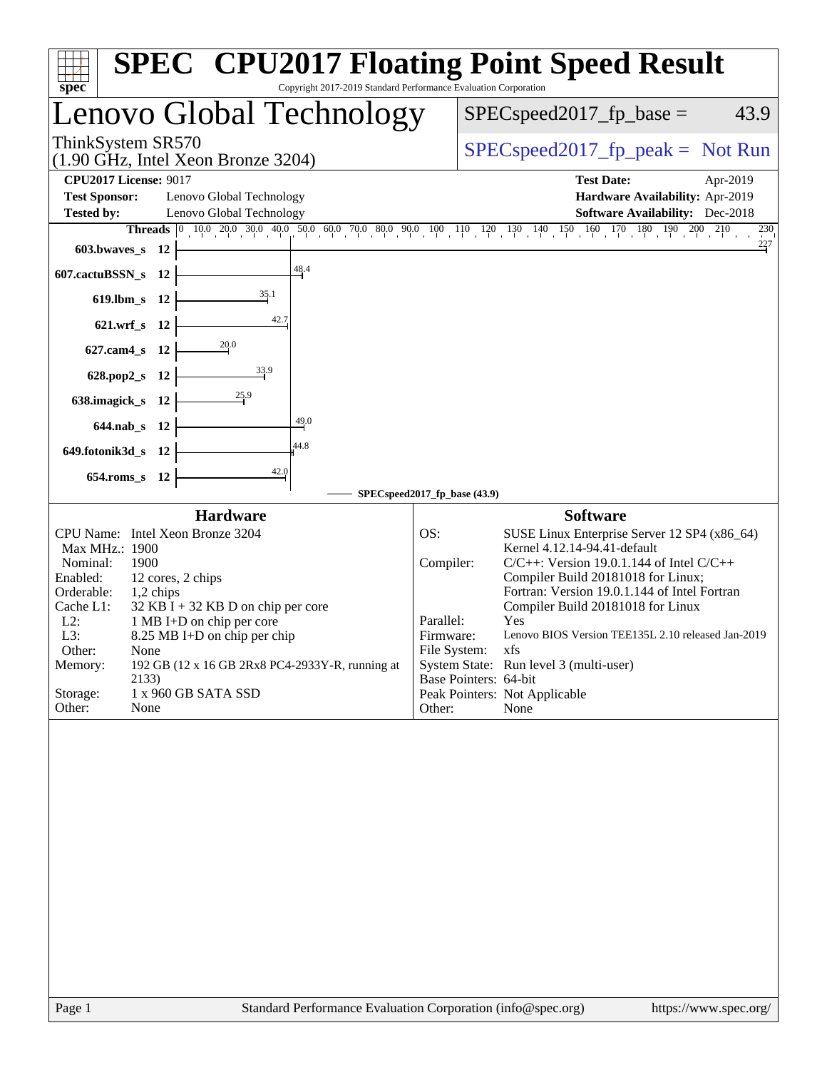# SPEC CPU2017 Floating Point Speed Result

Copyright 2017-2019 Standard Performance Evaluation Corporation

## Lenovo Global Technology

ThinkSystem SR570
(1.90 GHz, Intel Xeon Bronze 3204)

SPECspeed2017_fp_base = 43.9

SPECspeed2017_fp_peak = Not Run

**CPU2017 License:** 9017
**Test Sponsor:** Lenovo Global Technology
**Tested by:** Lenovo Global Technology

**Test Date:** Apr-2019
**Hardware Availability:** Apr-2019
**Software Availability:** Dec-2018

| Benchmark | Threads | SPECspeed2017_fp_base |
|---|---|---|
| 603.bwaves_s | 12 | 227 |
| 607.cactuBSSN_s | 12 | 48.4 |
| 619.lbm_s | 12 | 35.1 |
| 621.wrf_s | 12 | 42.7 |
| 627.cam4_s | 12 | 20.0 |
| 628.pop2_s | 12 | 33.9 |
| 638.imagick_s | 12 | 25.9 |
| 644.nab_s | 12 | 49.0 |
| 649.fotonik3d_s | 12 | 44.8 |
| 654.roms_s | 12 | 42.0 |

SPECspeed2017_fp_base (43.9)

### Hardware

| | |
|---|---|
| CPU Name: | Intel Xeon Bronze 3204 |
| Max MHz.: | 1900 |
| Nominal: | 1900 |
| Enabled: | 12 cores, 2 chips |
| Orderable: | 1,2 chips |
| Cache L1: | 32 KB I + 32 KB D on chip per core |
| L2: | 1 MB I+D on chip per core |
| L3: | 8.25 MB I+D on chip per chip |
| Other: | None |
| Memory: | 192 GB (12 x 16 GB 2Rx8 PC4-2933Y-R, running at 2133) |
| Storage: | 1 x 960 GB SATA SSD |
| Other: | None |

### Software

| | |
|---|---|
| OS: | SUSE Linux Enterprise Server 12 SP4 (x86_64) Kernel 4.12.14-94.41-default |
| Compiler: | C/C++: Version 19.0.1.144 of Intel C/C++ Compiler Build 20181018 for Linux; Fortran: Version 19.0.1.144 of Intel Fortran Compiler Build 20181018 for Linux |
| Parallel: | Yes |
| Firmware: | Lenovo BIOS Version TEE135L 2.10 released Jan-2019 |
| File System: | xfs |
| System State: | Run level 3 (multi-user) |
| Base Pointers: | 64-bit |
| Peak Pointers: | Not Applicable |
| Other: | None |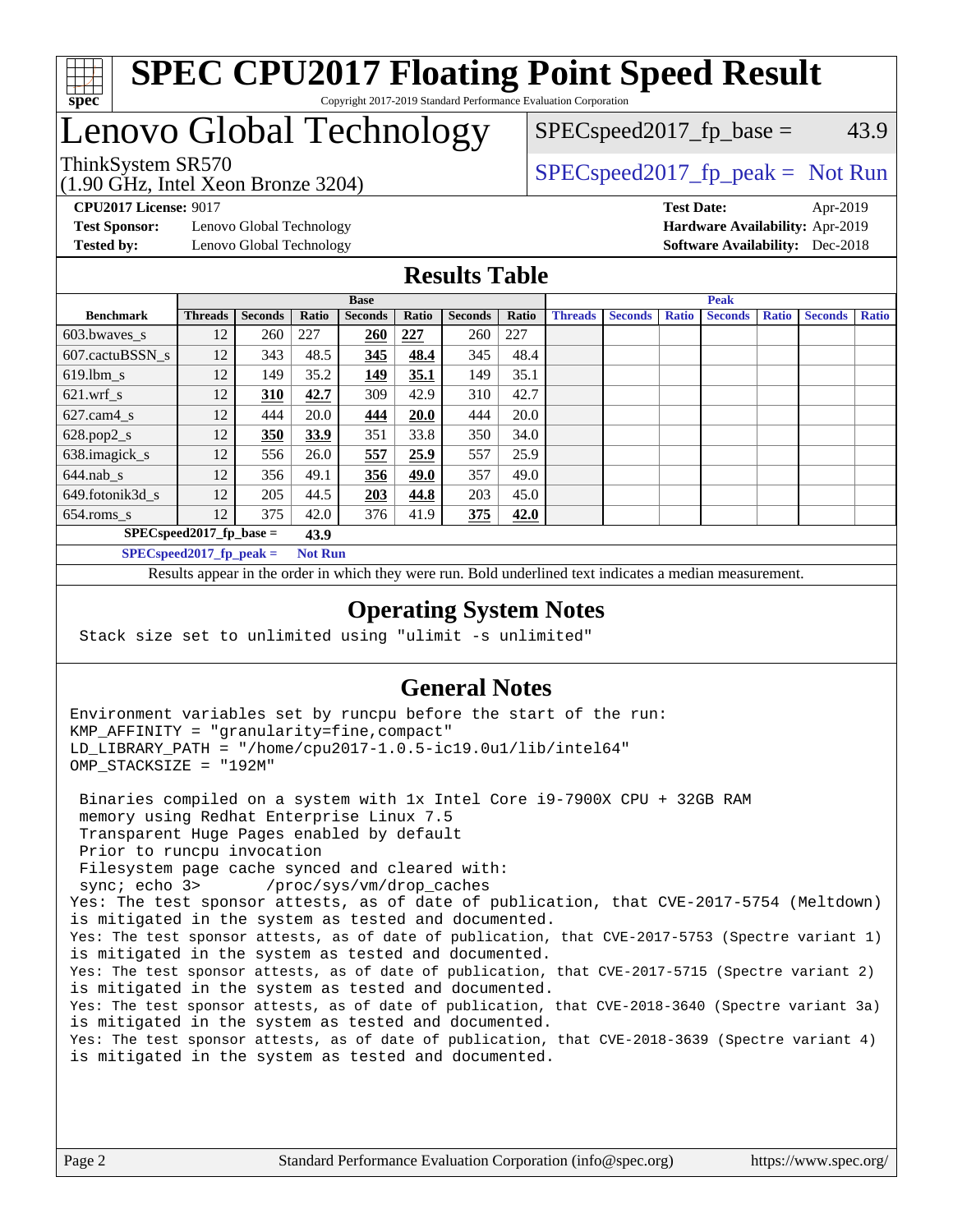# SPEC CPU2017 Floating Point Speed Result

Copyright 2017-2019 Standard Performance Evaluation Corporation

## Lenovo Global Technology

ThinkSystem SR570
(1.90 GHz, Intel Xeon Bronze 3204)

SPECspeed2017_fp_base = 43.9

SPECspeed2017_fp_peak = Not Run

**CPU2017 License:** 9017
**Test Sponsor:** Lenovo Global Technology
**Tested by:** Lenovo Global Technology

**Test Date:** Apr-2019
**Hardware Availability:** Apr-2019
**Software Availability:** Dec-2018

## Results Table

| | Base | | | | | | | Peak | | | | | | |
|---|---|---|---|---|---|---|---|---|---|---|---|---|---|---|
| **Benchmark** | **Threads** | **Seconds** | **Ratio** | **Seconds** | **Ratio** | **Seconds** | **Ratio** | **Threads** | **Seconds** | **Ratio** | **Seconds** | **Ratio** | **Seconds** | **Ratio** |
| 603.bwaves_s | 12 | 260 | 227 | **260** | **227** | 260 | 227 | | | | | | | |
| 607.cactuBSSN_s | 12 | 343 | 48.5 | **345** | **48.4** | 345 | 48.4 | | | | | | | |
| 619.lbm_s | 12 | 149 | 35.2 | **149** | **35.1** | 149 | 35.1 | | | | | | | |
| 621.wrf_s | 12 | **310** | **42.7** | 309 | 42.9 | 310 | 42.7 | | | | | | | |
| 627.cam4_s | 12 | 444 | 20.0 | **444** | **20.0** | 444 | 20.0 | | | | | | | |
| 628.pop2_s | 12 | **350** | **33.9** | 351 | 33.8 | 350 | 34.0 | | | | | | | |
| 638.imagick_s | 12 | 556 | 26.0 | **557** | **25.9** | 557 | 25.9 | | | | | | | |
| 644.nab_s | 12 | 356 | 49.1 | **356** | **49.0** | 357 | 49.0 | | | | | | | |
| 649.fotonik3d_s | 12 | 205 | 44.5 | **203** | **44.8** | 203 | 45.0 | | | | | | | |
| 654.roms_s | 12 | 375 | 42.0 | 376 | 41.9 | **375** | **42.0** | | | | | | | |

**SPECspeed2017_fp_base =** **43.9**

**SPECspeed2017_fp_peak =** **Not Run**

Results appear in the order in which they were run. Bold underlined text indicates a median measurement.

## Operating System Notes

```
Stack size set to unlimited using "ulimit -s unlimited"
```

## General Notes

```
Environment variables set by runcpu before the start of the run:
KMP_AFFINITY = "granularity=fine,compact"
LD_LIBRARY_PATH = "/home/cpu2017-1.0.5-ic19.0u1/lib/intel64"
OMP_STACKSIZE = "192M"

 Binaries compiled on a system with 1x Intel Core i9-7900X CPU + 32GB RAM
 memory using Redhat Enterprise Linux 7.5
 Transparent Huge Pages enabled by default
 Prior to runcpu invocation
 Filesystem page cache synced and cleared with:
 sync; echo 3>       /proc/sys/vm/drop_caches
Yes: The test sponsor attests, as of date of publication, that CVE-2017-5754 (Meltdown)
is mitigated in the system as tested and documented.
Yes: The test sponsor attests, as of date of publication, that CVE-2017-5753 (Spectre variant 1)
is mitigated in the system as tested and documented.
Yes: The test sponsor attests, as of date of publication, that CVE-2017-5715 (Spectre variant 2)
is mitigated in the system as tested and documented.
Yes: The test sponsor attests, as of date of publication, that CVE-2018-3640 (Spectre variant 3a)
is mitigated in the system as tested and documented.
Yes: The test sponsor attests, as of date of publication, that CVE-2018-3639 (Spectre variant 4)
is mitigated in the system as tested and documented.
```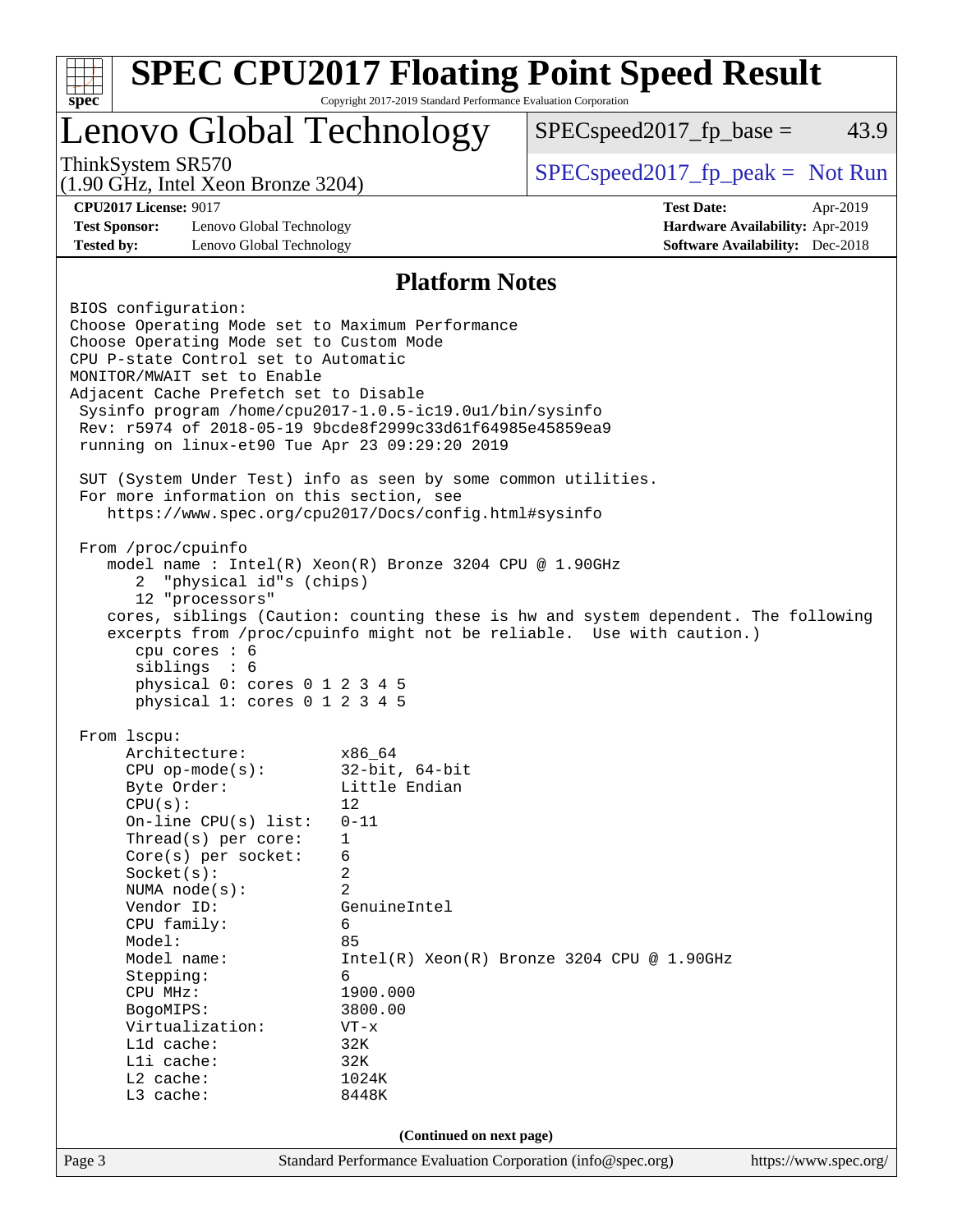# SPEC CPU2017 Floating Point Speed Result

Copyright 2017-2019 Standard Performance Evaluation Corporation

## Lenovo Global Technology

ThinkSystem SR570
(1.90 GHz, Intel Xeon Bronze 3204)

SPECspeed2017_fp_base = 43.9

SPECspeed2017_fp_peak = Not Run

**CPU2017 License:** 9017
**Test Sponsor:** Lenovo Global Technology
**Tested by:** Lenovo Global Technology

**Test Date:** Apr-2019
**Hardware Availability:** Apr-2019
**Software Availability:** Dec-2018

### Platform Notes

```
BIOS configuration:
Choose Operating Mode set to Maximum Performance
Choose Operating Mode set to Custom Mode
CPU P-state Control set to Automatic
MONITOR/MWAIT set to Enable
Adjacent Cache Prefetch set to Disable
 Sysinfo program /home/cpu2017-1.0.5-ic19.0u1/bin/sysinfo
 Rev: r5974 of 2018-05-19 9bcde8f2999c33d61f64985e45859ea9
 running on linux-et90 Tue Apr 23 09:29:20 2019

 SUT (System Under Test) info as seen by some common utilities.
 For more information on this section, see
    https://www.spec.org/cpu2017/Docs/config.html#sysinfo

 From /proc/cpuinfo
    model name : Intel(R) Xeon(R) Bronze 3204 CPU @ 1.90GHz
       2  "physical id"s (chips)
       12 "processors"
    cores, siblings (Caution: counting these is hw and system dependent. The following
    excerpts from /proc/cpuinfo might not be reliable.  Use with caution.)
       cpu cores : 6
       siblings  : 6
       physical 0: cores 0 1 2 3 4 5
       physical 1: cores 0 1 2 3 4 5

 From lscpu:
      Architecture:          x86_64
      CPU op-mode(s):        32-bit, 64-bit
      Byte Order:            Little Endian
      CPU(s):                12
      On-line CPU(s) list:   0-11
      Thread(s) per core:    1
      Core(s) per socket:    6
      Socket(s):             2
      NUMA node(s):          2
      Vendor ID:             GenuineIntel
      CPU family:            6
      Model:                 85
      Model name:            Intel(R) Xeon(R) Bronze 3204 CPU @ 1.90GHz
      Stepping:              6
      CPU MHz:               1900.000
      BogoMIPS:              3800.00
      Virtualization:        VT-x
      L1d cache:             32K
      L1i cache:             32K
      L2 cache:              1024K
      L3 cache:              8448K
```

(Continued on next page)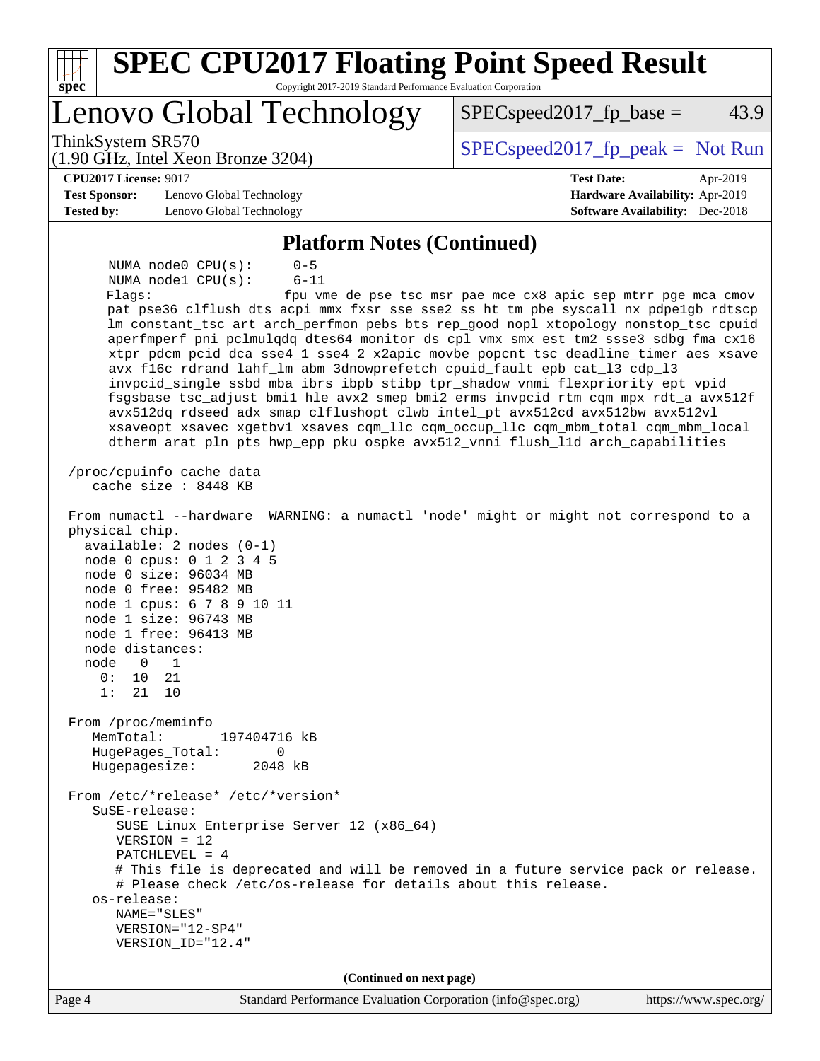## Platform Notes (Continued)

```
     NUMA node0 CPU(s):      0-5
     NUMA node1 CPU(s):      6-11
     Flags:                  fpu vme de pse tsc msr pae mce cx8 apic sep mtrr pge mca cmov
     pat pse36 clflush dts acpi mmx fxsr sse sse2 ss ht tm pbe syscall nx pdpe1gb rdtscp
     lm constant_tsc art arch_perfmon pebs bts rep_good nopl xtopology nonstop_tsc cpuid
     aperfmperf pni pclmulqdq dtes64 monitor ds_cpl vmx smx est tm2 ssse3 sdbg fma cx16
     xtpr pdcm pcid dca sse4_1 sse4_2 x2apic movbe popcnt tsc_deadline_timer aes xsave
     avx f16c rdrand lahf_lm abm 3dnowprefetch cpuid_fault epb cat_l3 cdp_l3
     invpcid_single ssbd mba ibrs ibpb stibp tpr_shadow vnmi flexpriority ept vpid
     fsgsbase tsc_adjust bmi1 hle avx2 smep bmi2 erms invpcid rtm cqm mpx rdt_a avx512f
     avx512dq rdseed adx smap clflushopt clwb intel_pt avx512cd avx512bw avx512vl
     xsaveopt xsavec xgetbv1 xsaves cqm_llc cqm_occup_llc cqm_mbm_total cqm_mbm_local
     dtherm arat pln pts hwp_epp pku ospke avx512_vnni flush_l1d arch_capabilities

 /proc/cpuinfo cache data
    cache size : 8448 KB

From numactl --hardware  WARNING: a numactl 'node' might or might not correspond to a
physical chip.
  available: 2 nodes (0-1)
  node 0 cpus: 0 1 2 3 4 5
  node 0 size: 96034 MB
  node 0 free: 95482 MB
  node 1 cpus: 6 7 8 9 10 11
  node 1 size: 96743 MB
  node 1 free: 96413 MB
  node distances:
  node   0   1
    0:  10  21
    1:  21  10

From /proc/meminfo
   MemTotal:       197404716 kB
   HugePages_Total:       0
   Hugepagesize:       2048 kB

From /etc/*release* /etc/*version*
   SuSE-release:
      SUSE Linux Enterprise Server 12 (x86_64)
      VERSION = 12
      PATCHLEVEL = 4
      # This file is deprecated and will be removed in a future service pack or release.
      # Please check /etc/os-release for details about this release.
   os-release:
      NAME="SLES"
      VERSION="12-SP4"
      VERSION_ID="12.4"
```

(Continued on next page)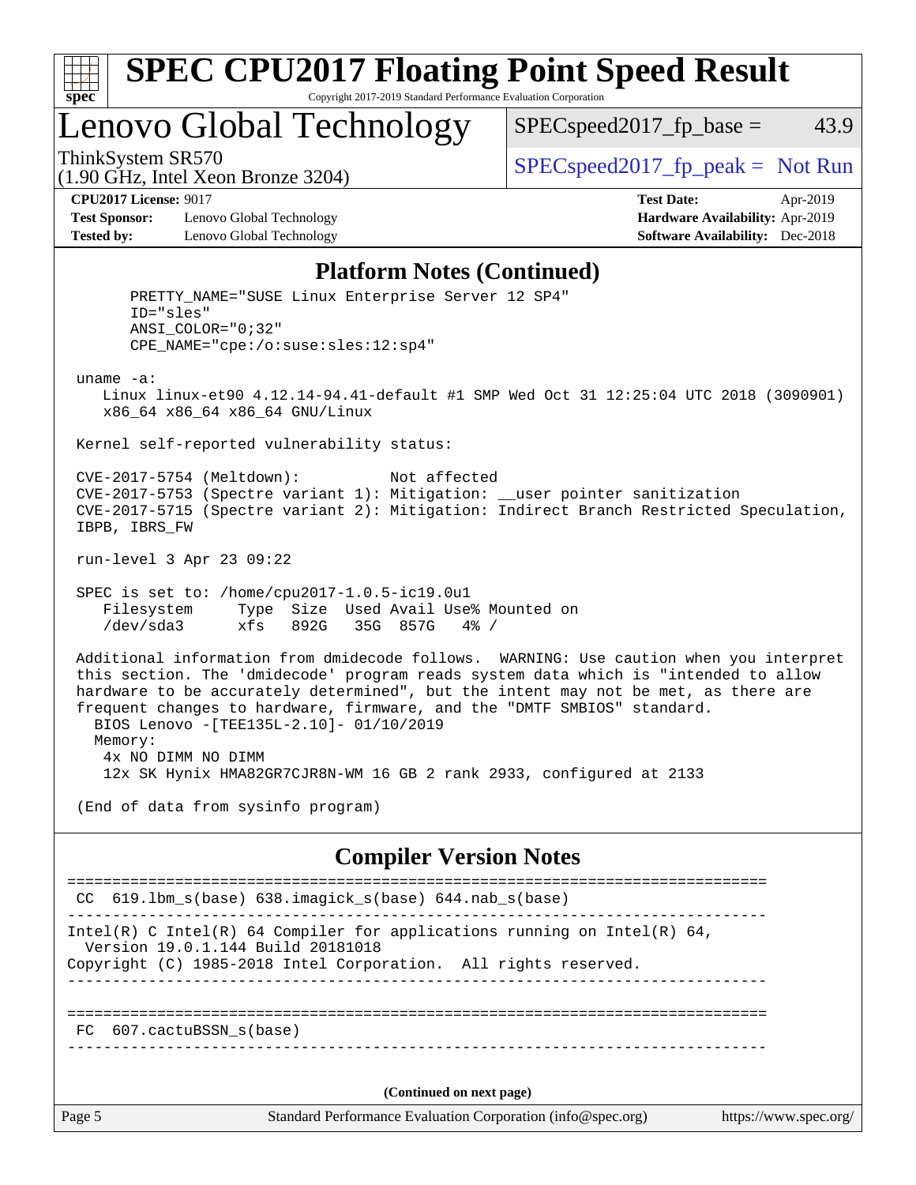# SPEC CPU2017 Floating Point Speed Result

Copyright 2017-2019 Standard Performance Evaluation Corporation

## Lenovo Global Technology

ThinkSystem SR570
(1.90 GHz, Intel Xeon Bronze 3204)

SPECspeed2017_fp_base = 43.9

SPECspeed2017_fp_peak = Not Run

**CPU2017 License:** 9017
**Test Sponsor:** Lenovo Global Technology
**Tested by:** Lenovo Global Technology

**Test Date:** Apr-2019
**Hardware Availability:** Apr-2019
**Software Availability:** Dec-2018

### Platform Notes (Continued)

```
     PRETTY_NAME="SUSE Linux Enterprise Server 12 SP4"
     ID="sles"
     ANSI_COLOR="0;32"
     CPE_NAME="cpe:/o:suse:sles:12:sp4"

 uname -a:
    Linux linux-et90 4.12.14-94.41-default #1 SMP Wed Oct 31 12:25:04 UTC 2018 (3090901)
    x86_64 x86_64 x86_64 GNU/Linux

 Kernel self-reported vulnerability status:

 CVE-2017-5754 (Meltdown):          Not affected
 CVE-2017-5753 (Spectre variant 1): Mitigation: __user pointer sanitization
 CVE-2017-5715 (Spectre variant 2): Mitigation: Indirect Branch Restricted Speculation,
 IBPB, IBRS_FW

 run-level 3 Apr 23 09:22

 SPEC is set to: /home/cpu2017-1.0.5-ic19.0u1
    Filesystem     Type  Size  Used Avail Use% Mounted on
    /dev/sda3      xfs   892G   35G  857G   4% /

 Additional information from dmidecode follows.  WARNING: Use caution when you interpret
 this section. The 'dmidecode' program reads system data which is "intended to allow
 hardware to be accurately determined", but the intent may not be met, as there are
 frequent changes to hardware, firmware, and the "DMTF SMBIOS" standard.
   BIOS Lenovo -[TEE135L-2.10]- 01/10/2019
   Memory:
    4x NO DIMM NO DIMM
    12x SK Hynix HMA82GR7CJR8N-WM 16 GB 2 rank 2933, configured at 2133

 (End of data from sysinfo program)
```

### Compiler Version Notes

```
==============================================================================
 CC  619.lbm_s(base) 638.imagick_s(base) 644.nab_s(base)
------------------------------------------------------------------------------
Intel(R) C Intel(R) 64 Compiler for applications running on Intel(R) 64,
  Version 19.0.1.144 Build 20181018
Copyright (C) 1985-2018 Intel Corporation.  All rights reserved.
------------------------------------------------------------------------------

==============================================================================
 FC  607.cactuBSSN_s(base)
------------------------------------------------------------------------------
```

(Continued on next page)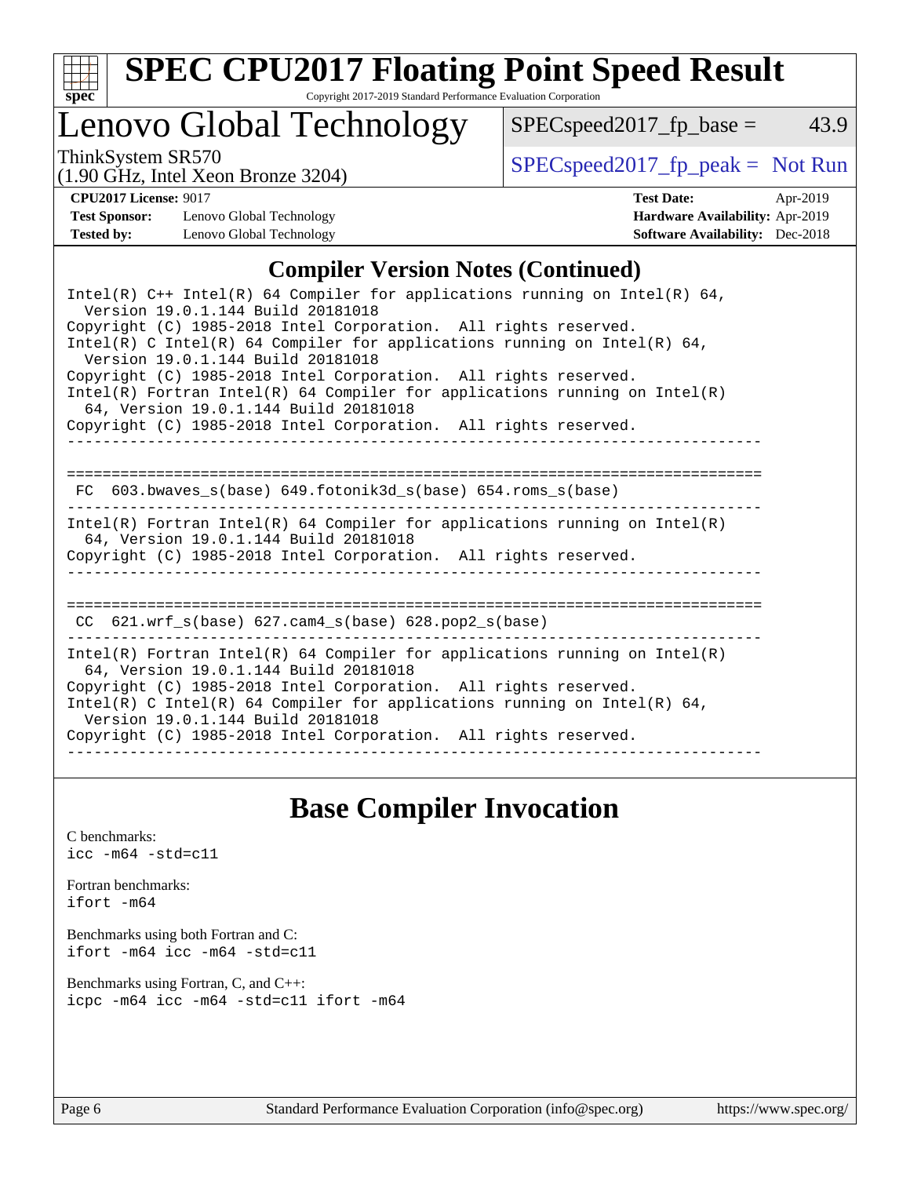# SPEC CPU2017 Floating Point Speed Result

Copyright 2017-2019 Standard Performance Evaluation Corporation

## Lenovo Global Technology

ThinkSystem SR570
(1.90 GHz, Intel Xeon Bronze 3204)

SPECspeed2017_fp_base = 43.9

SPECspeed2017_fp_peak = Not Run

**CPU2017 License:** 9017
**Test Sponsor:** Lenovo Global Technology
**Tested by:** Lenovo Global Technology

**Test Date:** Apr-2019
**Hardware Availability:** Apr-2019
**Software Availability:** Dec-2018

## Compiler Version Notes (Continued)

```
Intel(R) C++ Intel(R) 64 Compiler for applications running on Intel(R) 64,
  Version 19.0.1.144 Build 20181018
Copyright (C) 1985-2018 Intel Corporation.  All rights reserved.
Intel(R) C Intel(R) 64 Compiler for applications running on Intel(R) 64,
  Version 19.0.1.144 Build 20181018
Copyright (C) 1985-2018 Intel Corporation.  All rights reserved.
Intel(R) Fortran Intel(R) 64 Compiler for applications running on Intel(R)
  64, Version 19.0.1.144 Build 20181018
Copyright (C) 1985-2018 Intel Corporation.  All rights reserved.
------------------------------------------------------------------------------

==============================================================================
 FC  603.bwaves_s(base) 649.fotonik3d_s(base) 654.roms_s(base)
------------------------------------------------------------------------------
Intel(R) Fortran Intel(R) 64 Compiler for applications running on Intel(R)
  64, Version 19.0.1.144 Build 20181018
Copyright (C) 1985-2018 Intel Corporation.  All rights reserved.
------------------------------------------------------------------------------

==============================================================================
 CC  621.wrf_s(base) 627.cam4_s(base) 628.pop2_s(base)
------------------------------------------------------------------------------
Intel(R) Fortran Intel(R) 64 Compiler for applications running on Intel(R)
  64, Version 19.0.1.144 Build 20181018
Copyright (C) 1985-2018 Intel Corporation.  All rights reserved.
Intel(R) C Intel(R) 64 Compiler for applications running on Intel(R) 64,
  Version 19.0.1.144 Build 20181018
Copyright (C) 1985-2018 Intel Corporation.  All rights reserved.
------------------------------------------------------------------------------
```

## Base Compiler Invocation

C benchmarks:
`icc -m64 -std=c11`

Fortran benchmarks:
`ifort -m64`

Benchmarks using both Fortran and C:
`ifort -m64 icc -m64 -std=c11`

Benchmarks using Fortran, C, and C++:
`icpc -m64 icc -m64 -std=c11 ifort -m64`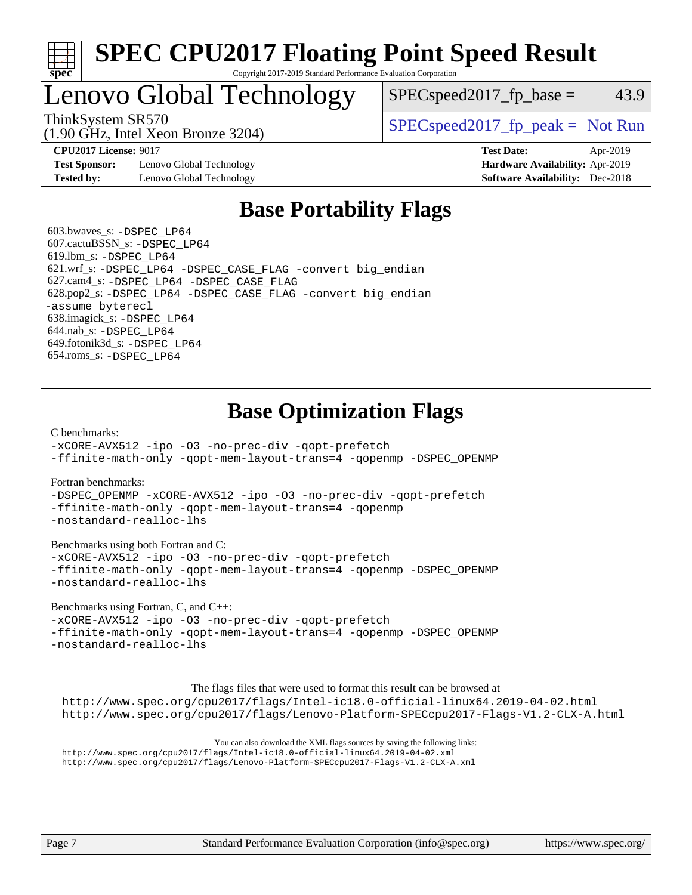# SPEC CPU2017 Floating Point Speed Result

Copyright 2017-2019 Standard Performance Evaluation Corporation

## Lenovo Global Technology

ThinkSystem SR570
(1.90 GHz, Intel Xeon Bronze 3204)

SPECspeed2017_fp_base = 43.9

SPECspeed2017_fp_peak = Not Run

**CPU2017 License:** 9017
**Test Sponsor:** Lenovo Global Technology
**Tested by:** Lenovo Global Technology

**Test Date:** Apr-2019
**Hardware Availability:** Apr-2019
**Software Availability:** Dec-2018

## Base Portability Flags

603.bwaves_s: `-DSPEC_LP64`
607.cactuBSSN_s: `-DSPEC_LP64`
619.lbm_s: `-DSPEC_LP64`
621.wrf_s: `-DSPEC_LP64 -DSPEC_CASE_FLAG -convert big_endian`
627.cam4_s: `-DSPEC_LP64 -DSPEC_CASE_FLAG`
628.pop2_s: `-DSPEC_LP64 -DSPEC_CASE_FLAG -convert big_endian -assume byterecl`
638.imagick_s: `-DSPEC_LP64`
644.nab_s: `-DSPEC_LP64`
649.fotonik3d_s: `-DSPEC_LP64`
654.roms_s: `-DSPEC_LP64`

## Base Optimization Flags

C benchmarks:
```
-xCORE-AVX512 -ipo -O3 -no-prec-div -qopt-prefetch
-ffinite-math-only -qopt-mem-layout-trans=4 -qopenmp -DSPEC_OPENMP
```

Fortran benchmarks:
```
-DSPEC_OPENMP -xCORE-AVX512 -ipo -O3 -no-prec-div -qopt-prefetch
-ffinite-math-only -qopt-mem-layout-trans=4 -qopenmp
-nostandard-realloc-lhs
```

Benchmarks using both Fortran and C:
```
-xCORE-AVX512 -ipo -O3 -no-prec-div -qopt-prefetch
-ffinite-math-only -qopt-mem-layout-trans=4 -qopenmp -DSPEC_OPENMP
-nostandard-realloc-lhs
```

Benchmarks using Fortran, C, and C++:
```
-xCORE-AVX512 -ipo -O3 -no-prec-div -qopt-prefetch
-ffinite-math-only -qopt-mem-layout-trans=4 -qopenmp -DSPEC_OPENMP
-nostandard-realloc-lhs
```

The flags files that were used to format this result can be browsed at
http://www.spec.org/cpu2017/flags/Intel-ic18.0-official-linux64.2019-04-02.html
http://www.spec.org/cpu2017/flags/Lenovo-Platform-SPECcpu2017-Flags-V1.2-CLX-A.html

You can also download the XML flags sources by saving the following links:
http://www.spec.org/cpu2017/flags/Intel-ic18.0-official-linux64.2019-04-02.xml
http://www.spec.org/cpu2017/flags/Lenovo-Platform-SPECcpu2017-Flags-V1.2-CLX-A.xml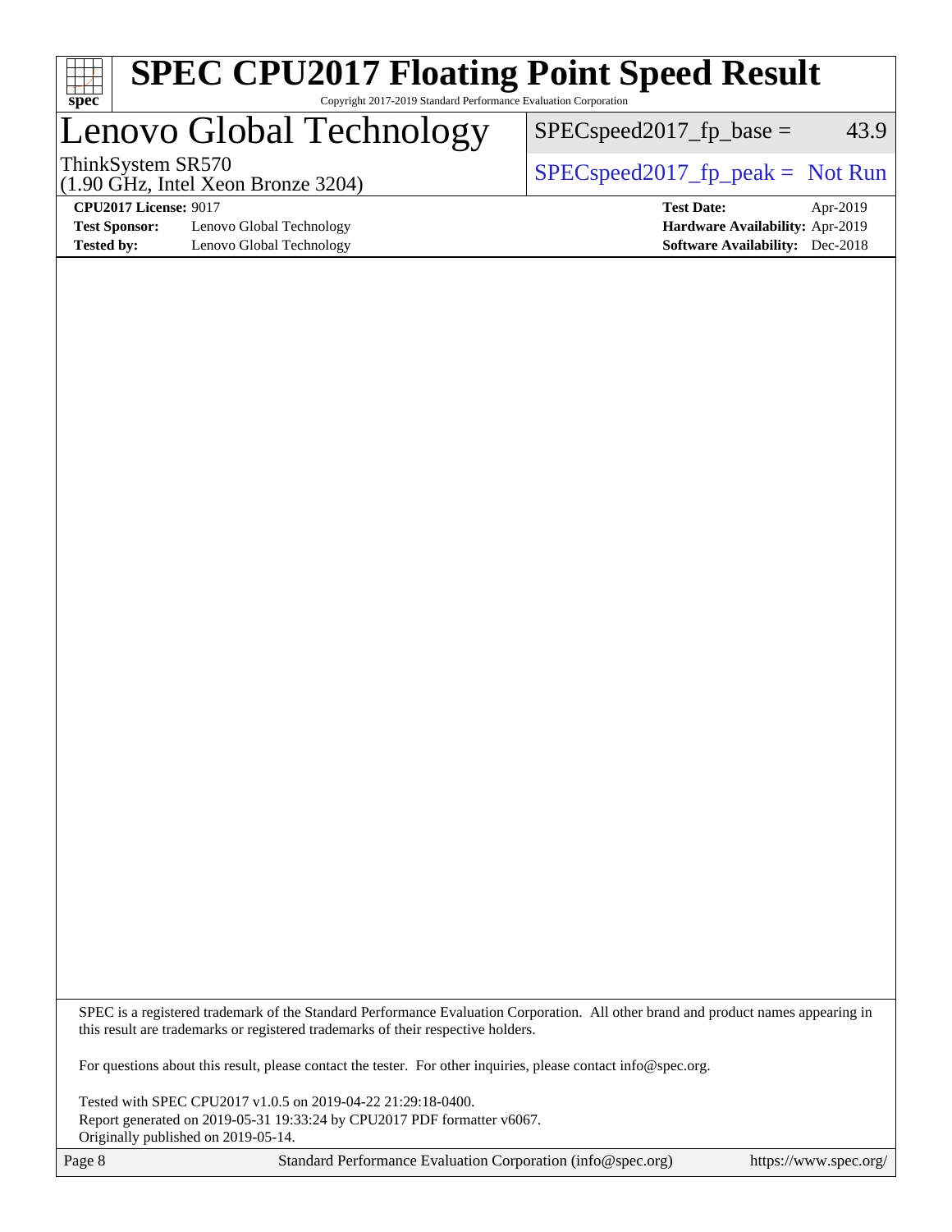# SPEC CPU2017 Floating Point Speed Result

Copyright 2017-2019 Standard Performance Evaluation Corporation

## Lenovo Global Technology

ThinkSystem SR570
(1.90 GHz, Intel Xeon Bronze 3204)

SPECspeed2017_fp_base = 43.9

SPECspeed2017_fp_peak = Not Run

**CPU2017 License:** 9017
**Test Sponsor:** Lenovo Global Technology
**Tested by:** Lenovo Global Technology

**Test Date:** Apr-2019
**Hardware Availability:** Apr-2019
**Software Availability:** Dec-2018

SPEC is a registered trademark of the Standard Performance Evaluation Corporation. All other brand and product names appearing in this result are trademarks or registered trademarks of their respective holders.

For questions about this result, please contact the tester. For other inquiries, please contact info@spec.org.

Tested with SPEC CPU2017 v1.0.5 on 2019-04-22 21:29:18-0400.
Report generated on 2019-05-31 19:33:24 by CPU2017 PDF formatter v6067.
Originally published on 2019-05-14.